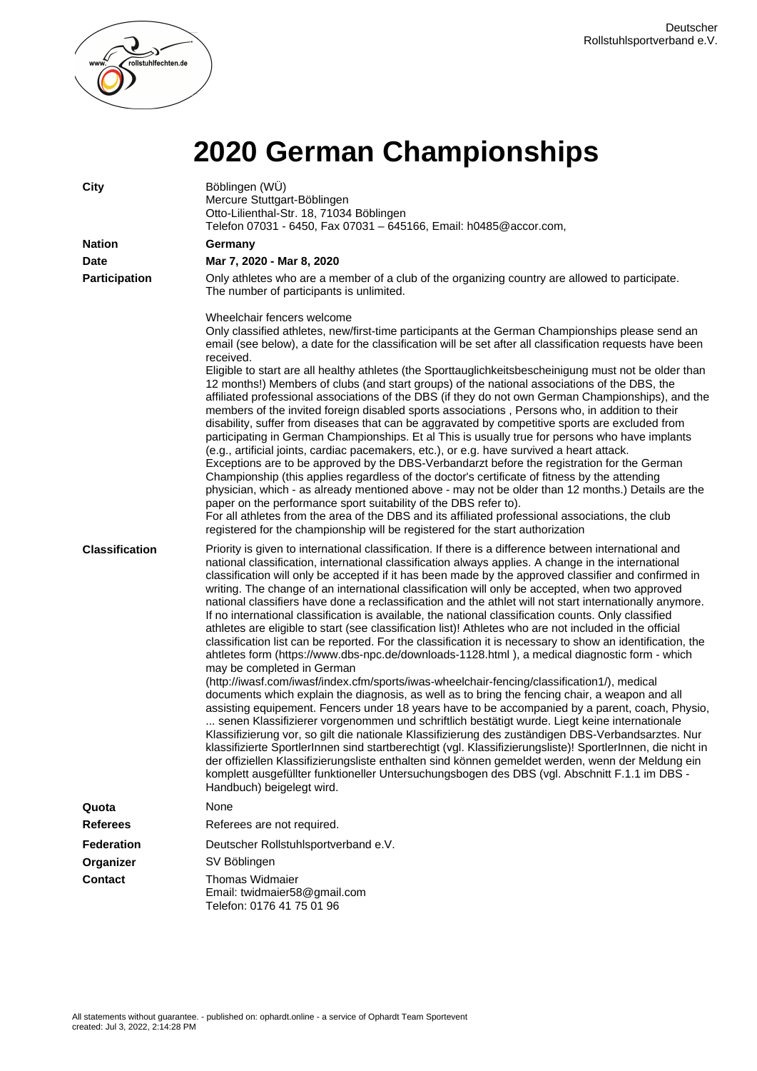Deutscher Rollstuhlsportverband e.V.

# 2020 German Championships

**City**

Böblingen (WÜ)
Mercure Stuttgart-Böblingen
Otto-Lilienthal-Str. 18, 71034 Böblingen
Telefon 07031 - 6450, Fax 07031 – 645166, Email: h0485@accor.com,

**Nation**

**Germany**

**Date**

**Mar 7, 2020 - Mar 8, 2020**

**Participation**

Only athletes who are a member of a club of the organizing country are allowed to participate. The number of participants is unlimited.

Wheelchair fencers welcome
Only classified athletes, new/first-time participants at the German Championships please send an email (see below), a date for the classification will be set after all classification requests have been received.
Eligible to start are all healthy athletes (the Sporttauglichkeitsbescheinigung must not be older than 12 months!) Members of clubs (and start groups) of the national associations of the DBS, the affiliated professional associations of the DBS (if they do not own German Championships), and the members of the invited foreign disabled sports associations , Persons who, in addition to their disability, suffer from diseases that can be aggravated by competitive sports are excluded from participating in German Championships. Et al This is usually true for persons who have implants (e.g., artificial joints, cardiac pacemakers, etc.), or e.g. have survived a heart attack.
Exceptions are to be approved by the DBS-Verbandarzt before the registration for the German Championship (this applies regardless of the doctor's certificate of fitness by the attending physician, which - as already mentioned above - may not be older than 12 months.) Details are the paper on the performance sport suitability of the DBS refer to).
For all athletes from the area of the DBS and its affiliated professional associations, the club registered for the championship will be registered for the start authorization

**Classification**

Priority is given to international classification. If there is a difference between international and national classification, international classification always applies. A change in the international classification will only be accepted if it has been made by the approved classifier and confirmed in writing. The change of an international classification will only be accepted, when two approved national classifiers have done a reclassification and the athlet will not start internationally anymore. If no international classification is available, the national classification counts. Only classified athletes are eligible to start (see classification list)! Athletes who are not included in the official classification list can be reported. For the classification it is necessary to show an identification, the ahtletes form (https://www.dbs-npc.de/downloads-1128.html ), a medical diagnostic form - which may be completed in German (http://iwasf.com/iwasf/index.cfm/sports/iwas-wheelchair-fencing/classification1/), medical documents which explain the diagnosis, as well as to bring the fencing chair, a weapon and all assisting equipement. Fencers under 18 years have to be accompanied by a parent, coach, Physio, ... senen Klassifizierer vorgenommen und schriftlich bestätigt wurde. Liegt keine internationale Klassifizierung vor, so gilt die nationale Klassifizierung des zuständigen DBS-Verbandsarztes. Nur klassifizierte SportlerInnen sind startberechtigt (vgl. Klassifizierungsliste)! SportlerInnen, die nicht in der offiziellen Klassifizierungsliste enthalten sind können gemeldet werden, wenn der Meldung ein komplett ausgefüllter funktioneller Untersuchungsbogen des DBS (vgl. Abschnitt F.1.1 im DBS - Handbuch) beigelegt wird.

**Quota**

None

**Referees**

Referees are not required.

**Federation**

Deutscher Rollstuhlsportverband e.V.

**Organizer**

SV Böblingen

**Contact**

Thomas Widmaier
Email: twidmaier58@gmail.com
Telefon: 0176 41 75 01 96

All statements without guarantee. - published on: ophardt.online - a service of Ophardt Team Sportevent
created: Jul 3, 2022, 2:14:28 PM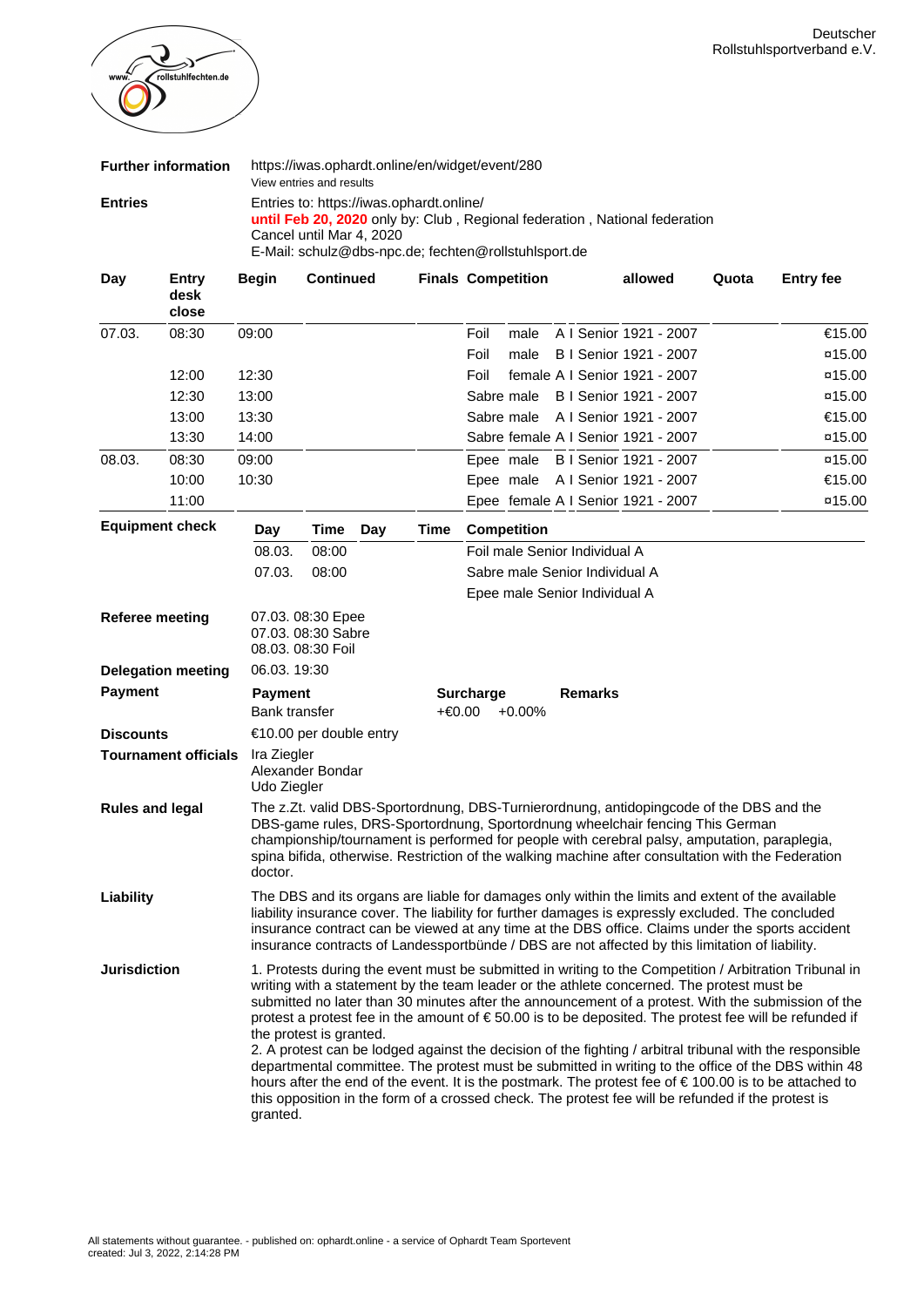Deutscher Rollstuhlsportverband e.V.

| | |
|---|---|
| **Further information** | https://iwas.ophardt.online/en/widget/event/280<br>View entries and results |
| **Entries** | Entries to: https://iwas.ophardt.online/<br>**until Feb 20, 2020** only by: Club , Regional federation , National federation<br>Cancel until Mar 4, 2020<br>E-Mail: schulz@dbs-npc.de; fechten@rollstuhlsport.de |

| Day | Entry desk close | Begin | Continued | Finals | Competition | | allowed | Quota | Entry fee |
|---|---|---|---|---|---|---|---|---|---|
| 07.03. | 08:30 | 09:00 | | | Foil | male | A I Senior 1921 - 2007 | | €15.00 |
| | | | | | Foil | male | B I Senior 1921 - 2007 | | ¤15.00 |
| | 12:00 | 12:30 | | | Foil | female | A I Senior 1921 - 2007 | | ¤15.00 |
| | 12:30 | 13:00 | | | Sabre | male | B I Senior 1921 - 2007 | | ¤15.00 |
| | 13:00 | 13:30 | | | Sabre | male | A I Senior 1921 - 2007 | | €15.00 |
| | 13:30 | 14:00 | | | Sabre | female | A I Senior 1921 - 2007 | | ¤15.00 |
| 08.03. | 08:30 | 09:00 | | | Epee | male | B I Senior 1921 - 2007 | | ¤15.00 |
| | 10:00 | 10:30 | | | Epee | male | A I Senior 1921 - 2007 | | €15.00 |
| | 11:00 | | | | Epee | female | A I Senior 1921 - 2007 | | ¤15.00 |

**Equipment check**

| Day | Time | Day | Time | Competition |
|---|---|---|---|---|
| 08.03. | 08:00 | | | Foil male Senior Individual A |
| 07.03. | 08:00 | | | Sabre male Senior Individual A |
| | | | | Epee male Senior Individual A |

| | |
|---|---|
| **Referee meeting** | 07.03. 08:30 Epee<br>07.03. 08:30 Sabre<br>08.03. 08:30 Foil |
| **Delegation meeting** | 06.03. 19:30 |

**Payment**

| Payment | Surcharge | | Remarks |
|---|---|---|---|
| Bank transfer | +€0.00 | +0.00% | |

| | |
|---|---|
| **Discounts** | €10.00 per double entry |
| **Tournament officials** | Ira Ziegler<br>Alexander Bondar<br>Udo Ziegler |
| **Rules and legal** | The z.Zt. valid DBS-Sportordnung, DBS-Turnierordnung, antidopingcode of the DBS and the DBS-game rules, DRS-Sportordnung, Sportordnung wheelchair fencing This German championship/tournament is performed for people with cerebral palsy, amputation, paraplegia, spina bifida, otherwise. Restriction of the walking machine after consultation with the Federation doctor. |
| **Liability** | The DBS and its organs are liable for damages only within the limits and extent of the available liability insurance cover. The liability for further damages is expressly excluded. The concluded insurance contract can be viewed at any time at the DBS office. Claims under the sports accident insurance contracts of Landessportbünde / DBS are not affected by this limitation of liability. |
| **Jurisdiction** | 1. Protests during the event must be submitted in writing to the Competition / Arbitration Tribunal in writing with a statement by the team leader or the athlete concerned. The protest must be submitted no later than 30 minutes after the announcement of a protest. With the submission of the protest a protest fee in the amount of € 50.00 is to be deposited. The protest fee will be refunded if the protest is granted.<br>2. A protest can be lodged against the decision of the fighting / arbitral tribunal with the responsible departmental committee. The protest must be submitted in writing to the office of the DBS within 48 hours after the end of the event. It is the postmark. The protest fee of € 100.00 is to be attached to this opposition in the form of a crossed check. The protest fee will be refunded if the protest is granted. |

All statements without guarantee. - published on: ophardt.online - a service of Ophardt Team Sportevent
created: Jul 3, 2022, 2:14:28 PM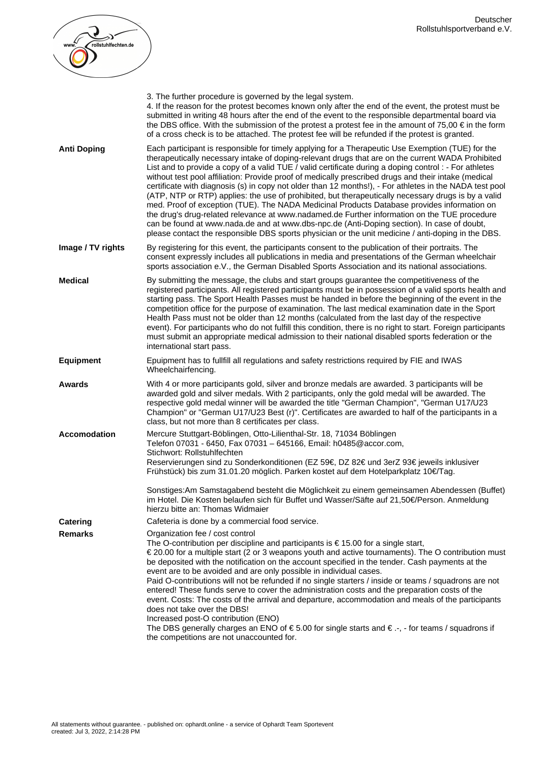| | |
|---|---|
| | 3. The further procedure is governed by the legal system.<br>4. If the reason for the protest becomes known only after the end of the event, the protest must be submitted in writing 48 hours after the end of the event to the responsible departmental board via the DBS office. With the submission of the protest a protest fee in the amount of 75,00 € in the form of a cross check is to be attached. The protest fee will be refunded if the protest is granted. |
| **Anti Doping** | Each participant is responsible for timely applying for a Therapeutic Use Exemption (TUE) for the therapeutically necessary intake of doping-relevant drugs that are on the current WADA Prohibited List and to provide a copy of a valid TUE / valid certificate during a doping control : - For athletes without test pool affiliation: Provide proof of medically prescribed drugs and their intake (medical certificate with diagnosis (s) in copy not older than 12 months!), - For athletes in the NADA test pool (ATP, NTP or RTP) applies: the use of prohibited, but therapeutically necessary drugs is by a valid med. Proof of exception (TUE). The NADA Medicinal Products Database provides information on the drug's drug-related relevance at www.nadamed.de Further information on the TUE procedure can be found at www.nada.de and at www.dbs-npc.de (Anti-Doping section). In case of doubt, please contact the responsible DBS sports physician or the unit medicine / anti-doping in the DBS. |
| **Image / TV rights** | By registering for this event, the participants consent to the publication of their portraits. The consent expressly includes all publications in media and presentations of the German wheelchair sports association e.V., the German Disabled Sports Association and its national associations. |
| **Medical** | By submitting the message, the clubs and start groups guarantee the competitiveness of the registered participants. All registered participants must be in possession of a valid sports health and starting pass. The Sport Health Passes must be handed in before the beginning of the event in the competition office for the purpose of examination. The last medical examination date in the Sport Health Pass must not be older than 12 months (calculated from the last day of the respective event). For participants who do not fulfill this condition, there is no right to start. Foreign participants must submit an appropriate medical admission to their national disabled sports federation or the international start pass. |
| **Equipment** | Epuipment has to fullfill all regulations and safety restrictions required by FIE and IWAS Wheelchairfencing. |
| **Awards** | With 4 or more participants gold, silver and bronze medals are awarded. 3 participants will be awarded gold and silver medals. With 2 participants, only the gold medal will be awarded. The respective gold medal winner will be awarded the title "German Champion", "German U17/U23 Champion" or "German U17/U23 Best (r)". Certificates are awarded to half of the participants in a class, but not more than 8 certificates per class. |
| **Accomodation** | Mercure Stuttgart-Böblingen, Otto-Lilienthal-Str. 18, 71034 Böblingen<br>Telefon 07031 - 6450, Fax 07031 – 645166, Email: h0485@accor.com,<br>Stichwort: Rollstuhlfechten<br>Reservierungen sind zu Sonderkonditionen (EZ 59€, DZ 82€ und 3erZ 93€ jeweils inklusiver Frühstück) bis zum 31.01.20 möglich. Parken kostet auf dem Hotelparkplatz 10€/Tag.<br><br>Sonstiges:Am Samstagabend besteht die Möglichkeit zu einem gemeinsamen Abendessen (Buffet) im Hotel. Die Kosten belaufen sich für Buffet und Wasser/Säfte auf 21,50€/Person. Anmeldung hierzu bitte an: Thomas Widmaier |
| **Catering** | Cafeteria is done by a commercial food service. |
| **Remarks** | Organization fee / cost control<br>The O-contribution per discipline and participants is € 15.00 for a single start,<br>€ 20.00 for a multiple start (2 or 3 weapons youth and active tournaments). The O contribution must be deposited with the notification on the account specified in the tender. Cash payments at the event are to be avoided and are only possible in individual cases.<br>Paid O-contributions will not be refunded if no single starters / inside or teams / squadrons are not entered! These funds serve to cover the administration costs and the preparation costs of the event. Costs: The costs of the arrival and departure, accommodation and meals of the participants does not take over the DBS!<br>Increased post-O contribution (ENO)<br>The DBS generally charges an ENO of € 5.00 for single starts and € .-, - for teams / squadrons if the competitions are not unaccounted for. |